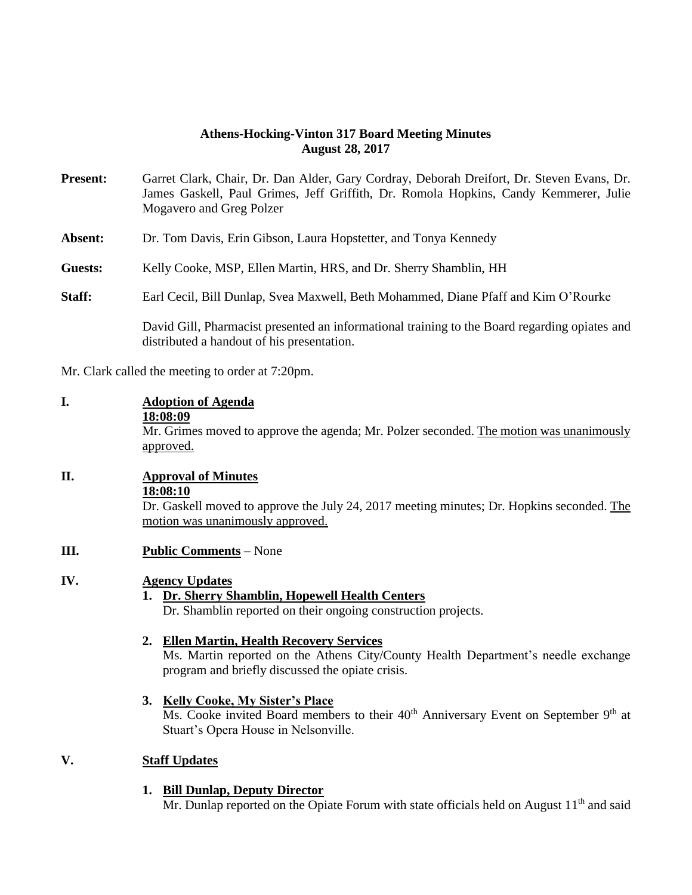**Athens-Hocking-Vinton 317 Board Meeting Minutes**
**August 28, 2017**

**Present:** Garret Clark, Chair, Dr. Dan Alder, Gary Cordray, Deborah Dreifort, Dr. Steven Evans, Dr. James Gaskell, Paul Grimes, Jeff Griffith, Dr. Romola Hopkins, Candy Kemmerer, Julie Mogavero and Greg Polzer

**Absent:** Dr. Tom Davis, Erin Gibson, Laura Hopstetter, and Tonya Kennedy

**Guests:** Kelly Cooke, MSP, Ellen Martin, HRS, and Dr. Sherry Shamblin, HH

**Staff:** Earl Cecil, Bill Dunlap, Svea Maxwell, Beth Mohammed, Diane Pfaff and Kim O'Rourke

David Gill, Pharmacist presented an informational training to the Board regarding opiates and distributed a handout of his presentation.

Mr. Clark called the meeting to order at 7:20pm.

**I. Adoption of Agenda**
**18:08:09**
Mr. Grimes moved to approve the agenda; Mr. Polzer seconded. The motion was unanimously approved.

**II. Approval of Minutes**
**18:08:10**
Dr. Gaskell moved to approve the July 24, 2017 meeting minutes; Dr. Hopkins seconded. The motion was unanimously approved.

**III. Public Comments** – None

**IV. Agency Updates**

1. **Dr. Sherry Shamblin, Hopewell Health Centers**
   Dr. Shamblin reported on their ongoing construction projects.

2. **Ellen Martin, Health Recovery Services**
   Ms. Martin reported on the Athens City/County Health Department's needle exchange program and briefly discussed the opiate crisis.

3. **Kelly Cooke, My Sister's Place**
   Ms. Cooke invited Board members to their 40th Anniversary Event on September 9th at Stuart's Opera House in Nelsonville.

**V. Staff Updates**

1. **Bill Dunlap, Deputy Director**
   Mr. Dunlap reported on the Opiate Forum with state officials held on August 11th and said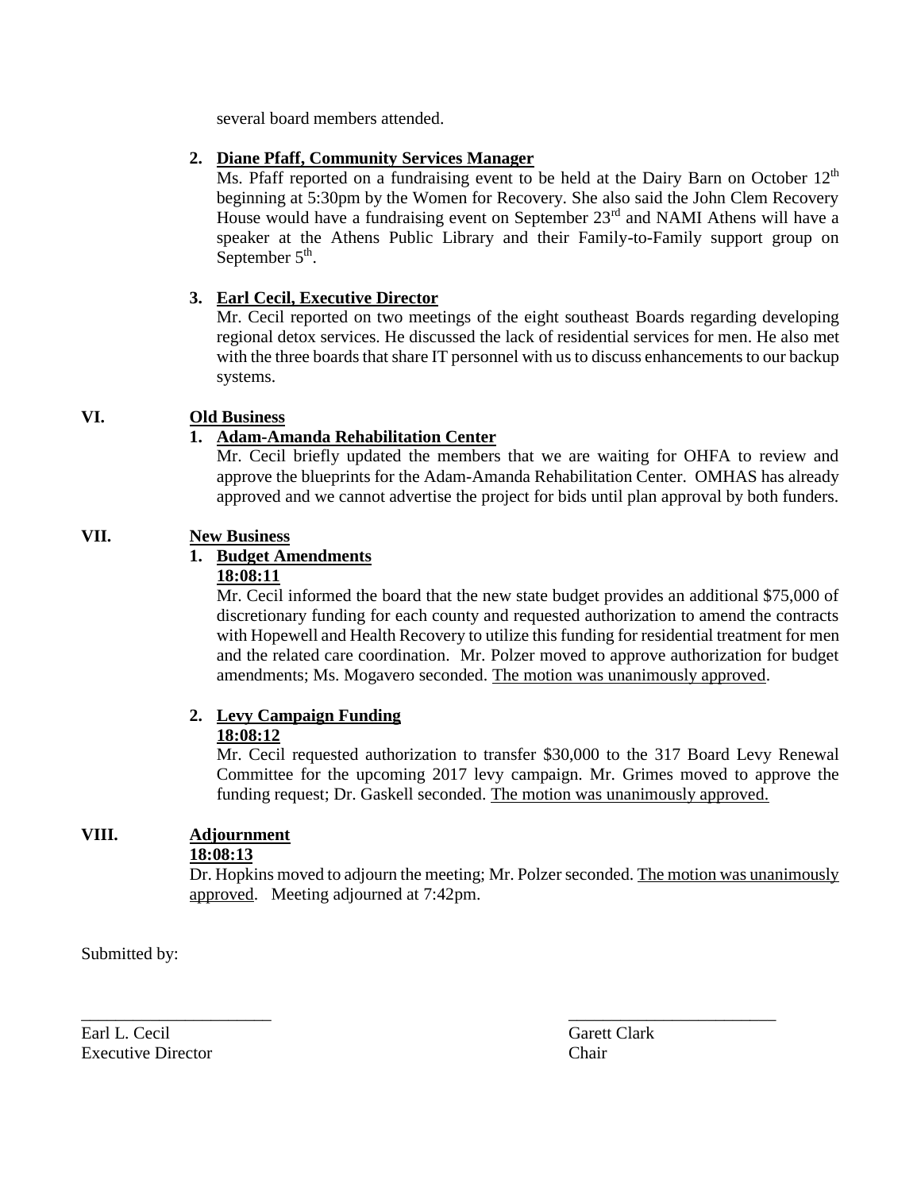several board members attended.

2. **Diane Pfaff, Community Services Manager**
   Ms. Pfaff reported on a fundraising event to be held at the Dairy Barn on October 12th beginning at 5:30pm by the Women for Recovery. She also said the John Clem Recovery House would have a fundraising event on September 23rd and NAMI Athens will have a speaker at the Athens Public Library and their Family-to-Family support group on September 5th.

3. **Earl Cecil, Executive Director**
   Mr. Cecil reported on two meetings of the eight southeast Boards regarding developing regional detox services. He discussed the lack of residential services for men. He also met with the three boards that share IT personnel with us to discuss enhancements to our backup systems.

## VI. Old Business

1. **Adam-Amanda Rehabilitation Center**
   Mr. Cecil briefly updated the members that we are waiting for OHFA to review and approve the blueprints for the Adam-Amanda Rehabilitation Center. OMHAS has already approved and we cannot advertise the project for bids until plan approval by both funders.

## VII. New Business

1. **Budget Amendments**
   **18:08:11**
   Mr. Cecil informed the board that the new state budget provides an additional $75,000 of discretionary funding for each county and requested authorization to amend the contracts with Hopewell and Health Recovery to utilize this funding for residential treatment for men and the related care coordination. Mr. Polzer moved to approve authorization for budget amendments; Ms. Mogavero seconded. The motion was unanimously approved.

2. **Levy Campaign Funding**
   **18:08:12**
   Mr. Cecil requested authorization to transfer $30,000 to the 317 Board Levy Renewal Committee for the upcoming 2017 levy campaign. Mr. Grimes moved to approve the funding request; Dr. Gaskell seconded. The motion was unanimously approved.

## VIII. Adjournment

**18:08:13**
Dr. Hopkins moved to adjourn the meeting; Mr. Polzer seconded. The motion was unanimously approved. Meeting adjourned at 7:42pm.

Submitted by:

\_\_\_\_\_\_\_\_\_\_\_\_\_\_\_\_\_\_\_\_\_\_
Earl L. Cecil
Executive Director

\_\_\_\_\_\_\_\_\_\_\_\_\_\_\_\_\_\_\_\_\_\_
Garett Clark
Chair